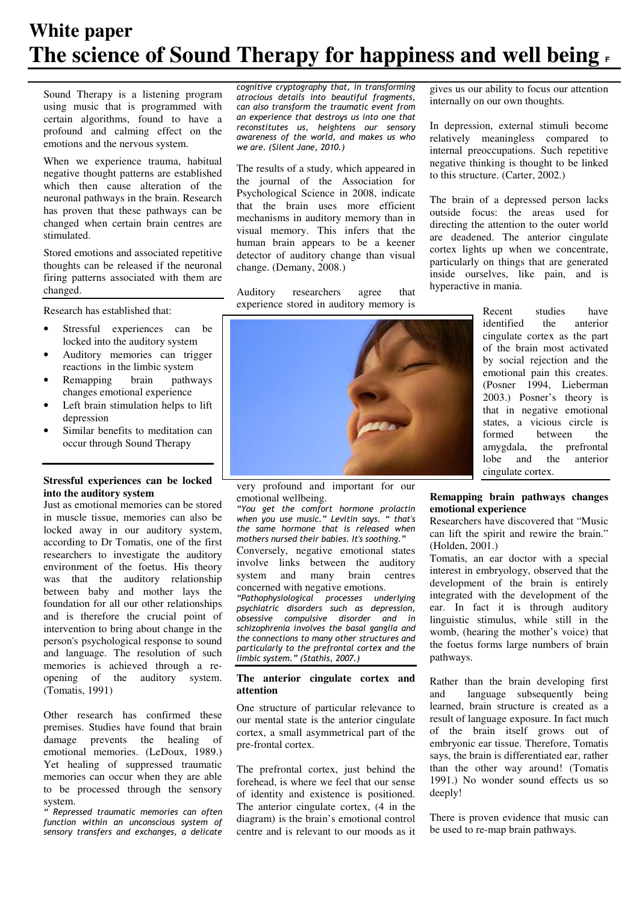# White paper
# The science of Sound Therapy for happiness and well being

Sound Therapy is a listening program using music that is programmed with certain algorithms, found to have a profound and calming effect on the emotions and the nervous system.

When we experience trauma, habitual negative thought patterns are established which then cause alteration of the neuronal pathways in the brain. Research has proven that these pathways can be changed when certain brain centres are stimulated.

Stored emotions and associated repetitive thoughts can be released if the neuronal firing patterns associated with them are changed.

Research has established that:

- Stressful experiences can be locked into the auditory system
- Auditory memories can trigger reactions in the limbic system
- Remapping brain pathways changes emotional experience
- Left brain stimulation helps to lift depression
- Similar benefits to meditation can occur through Sound Therapy

**Stressful experiences can be locked into the auditory system**

Just as emotional memories can be stored in muscle tissue, memories can also be locked away in our auditory system, according to Dr Tomatis, one of the first researchers to investigate the auditory environment of the foetus. His theory was that the auditory relationship between baby and mother lays the foundation for all our other relationships and is therefore the crucial point of intervention to bring about change in the person's psychological response to sound and language. The resolution of such memories is achieved through a re-opening of the auditory system. (Tomatis, 1991)

Other research has confirmed these premises. Studies have found that brain damage prevents the healing of emotional memories. (LeDoux, 1989.) Yet healing of suppressed traumatic memories can occur when they are able to be processed through the sensory system.

*" Repressed traumatic memories can often function within an unconscious system of sensory transfers and exchanges, a delicate cognitive cryptography that, in transforming atrocious details into beautiful fragments, can also transform the traumatic event from an experience that destroys us into one that reconstitutes us, heightens our sensory awareness of the world, and makes us who we are. (Silent Jane, 2010.)*

The results of a study, which appeared in the journal of the Association for Psychological Science in 2008, indicate that the brain uses more efficient mechanisms in auditory memory than in visual memory. This infers that the human brain appears to be a keener detector of auditory change than visual change. (Demany, 2008.)

Auditory researchers agree that experience stored in auditory memory is very profound and important for our emotional wellbeing.

*"You get the comfort hormone prolactin when you use music." Levitin says. " that's the same hormone that is released when mothers nursed their babies. It's soothing."*

Conversely, negative emotional states involve links between the auditory system and many brain centres concerned with negative emotions.

*"Pathophysiological processes underlying psychiatric disorders such as depression, obsessive compulsive disorder and in schizophrenia involves the basal ganglia and the connections to many other structures and particularly to the prefrontal cortex and the limbic system." (Stathis, 2007.)*

**The anterior cingulate cortex and attention**

One structure of particular relevance to our mental state is the anterior cingulate cortex, a small asymmetrical part of the pre-frontal cortex.

The prefrontal cortex, just behind the forehead, is where we feel that our sense of identity and existence is positioned. The anterior cingulate cortex, (4 in the diagram) is the brain's emotional control centre and is relevant to our moods as it gives us our ability to focus our attention internally on our own thoughts.

In depression, external stimuli become relatively meaningless compared to internal preoccupations. Such repetitive negative thinking is thought to be linked to this structure. (Carter, 2002.)

The brain of a depressed person lacks outside focus: the areas used for directing the attention to the outer world are deadened. The anterior cingulate cortex lights up when we concentrate, particularly on things that are generated inside ourselves, like pain, and is hyperactive in mania.

Recent studies have identified the anterior cingulate cortex as the part of the brain most activated by social rejection and the emotional pain this creates. (Posner 1994, Lieberman 2003.) Posner's theory is that in negative emotional states, a vicious circle is formed between the amygdala, the prefrontal lobe and the anterior cingulate cortex.

**Remapping brain pathways changes emotional experience**

Researchers have discovered that "Music can lift the spirit and rewire the brain." (Holden, 2001.)

Tomatis, an ear doctor with a special interest in embryology, observed that the development of the brain is entirely integrated with the development of the ear. In fact it is through auditory linguistic stimulus, while still in the womb, (hearing the mother's voice) that the foetus forms large numbers of brain pathways.

Rather than the brain developing first and language subsequently being learned, brain structure is created as a result of language exposure. In fact much of the brain itself grows out of embryonic ear tissue. Therefore, Tomatis says, the brain is differentiated ear, rather than the other way around! (Tomatis 1991.) No wonder sound effects us so deeply!

There is proven evidence that music can be used to re-map brain pathways.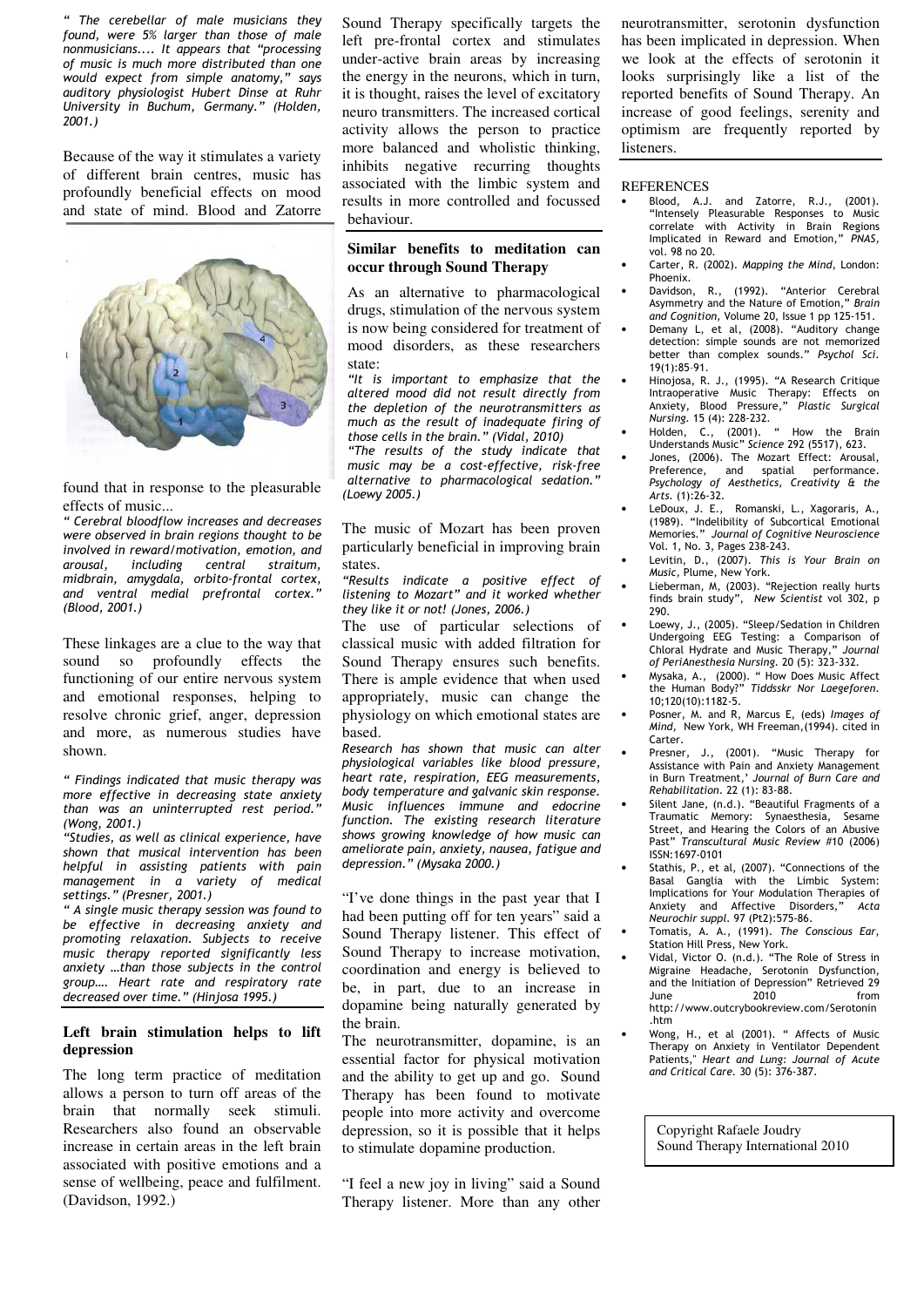*" The cerebellar of male musicians they found, were 5% larger than those of male nonmusicians.... It appears that "processing of music is much more distributed than one would expect from simple anatomy," says auditory physiologist Hubert Dinse at Ruhr University in Buchum, Germany." (Holden, 2001.)*

Because of the way it stimulates a variety of different brain centres, music has profoundly beneficial effects on mood and state of mind. Blood and Zatorre found that in response to the pleasurable effects of music...

*" Cerebral bloodflow increases and decreases were observed in brain regions thought to be involved in reward/motivation, emotion, and arousal, including central straitum, midbrain, amygdala, orbito-frontal cortex, and ventral medial prefrontal cortex." (Blood, 2001.)*

These linkages are a clue to the way that sound so profoundly effects the functioning of our entire nervous system and emotional responses, helping to resolve chronic grief, anger, depression and more, as numerous studies have shown.

*" Findings indicated that music therapy was more effective in decreasing state anxiety than was an uninterrupted rest period." (Wong, 2001.)*

*"Studies, as well as clinical experience, have shown that musical intervention has been helpful in assisting patients with pain management in a variety of medical settings." (Presner, 2001.)*

*" A single music therapy session was found to be effective in decreasing anxiety and promoting relaxation. Subjects to receive music therapy reported significantly less anxiety …than those subjects in the control group…. Heart rate and respiratory rate decreased over time." (Hinjosa 1995.)*

## Left brain stimulation helps to lift depression

The long term practice of meditation allows a person to turn off areas of the brain that normally seek stimuli. Researchers also found an observable increase in certain areas in the left brain associated with positive emotions and a sense of wellbeing, peace and fulfilment. (Davidson, 1992.)

Sound Therapy specifically targets the left pre-frontal cortex and stimulates under-active brain areas by increasing the energy in the neurons, which in turn, it is thought, raises the level of excitatory neuro transmitters. The increased cortical activity allows the person to practice more balanced and wholistic thinking, inhibits negative recurring thoughts associated with the limbic system and results in more controlled and focussed behaviour.

## Similar benefits to meditation can occur through Sound Therapy

As an alternative to pharmacological drugs, stimulation of the nervous system is now being considered for treatment of mood disorders, as these researchers state:

*"It is important to emphasize that the altered mood did not result directly from the depletion of the neurotransmitters as much as the result of inadequate firing of those cells in the brain." (Vidal, 2010)*

*"The results of the study indicate that music may be a cost-effective, risk-free alternative to pharmacological sedation." (Loewy 2005.)*

The music of Mozart has been proven particularly beneficial in improving brain states.

*"Results indicate a positive effect of listening to Mozart" and it worked whether they like it or not! (Jones, 2006.)*

The use of particular selections of classical music with added filtration for Sound Therapy ensures such benefits. There is ample evidence that when used appropriately, music can change the physiology on which emotional states are based.

*Research has shown that music can alter physiological variables like blood pressure, heart rate, respiration, EEG measurements, body temperature and galvanic skin response. Music influences immune and edocrine function. The existing research literature shows growing knowledge of how music can ameliorate pain, anxiety, nausea, fatigue and depression." (Mysaka 2000.)*

"I've done things in the past year that I had been putting off for ten years" said a Sound Therapy listener. This effect of Sound Therapy to increase motivation, coordination and energy is believed to be, in part, due to an increase in dopamine being naturally generated by the brain.

The neurotransmitter, dopamine, is an essential factor for physical motivation and the ability to get up and go. Sound Therapy has been found to motivate people into more activity and overcome depression, so it is possible that it helps to stimulate dopamine production.

"I feel a new joy in living" said a Sound Therapy listener. More than any other neurotransmitter, serotonin dysfunction has been implicated in depression. When we look at the effects of serotonin it looks surprisingly like a list of the reported benefits of Sound Therapy. An increase of good feelings, serenity and optimism are frequently reported by listeners.

## REFERENCES

- Blood, A.J. and Zatorre, R.J., (2001). "Intensely Pleasurable Responses to Music correlate with Activity in Brain Regions Implicated in Reward and Emotion," *PNAS*, vol. 98 no 20.
- Carter, R. (2002). *Mapping the Mind*, London: Phoenix.
- Davidson, R., (1992). "Anterior Cerebral Asymmetry and the Nature of Emotion," *Brain and Cognition*, Volume 20, Issue 1 pp 125-151.
- Demany L, et al, (2008). "Auditory change detection: simple sounds are not memorized better than complex sounds." *Psychol Sci.* 19(1):85–91.
- Hinojosa, R. J., (1995). "A Research Critique Intraoperative Music Therapy: Effects on Anxiety, Blood Pressure," *Plastic Surgical Nursing.* 15 (4): 228-232.
- Holden, C., (2001). " How the Brain Understands Music" *Science* 292 (5517), 623.
- Jones, (2006). The Mozart Effect: Arousal, Preference, and spatial performance. *Psychology of Aesthetics, Creativity & the Arts.* (1):26-32.
- LeDoux, J. E., Romanski, L., Xagoraris, A., (1989). "Indelibility of Subcortical Emotional Memories." *Journal of Cognitive Neuroscience* Vol. 1, No. 3, Pages 238-243.
- Levitin, D., (2007). *This is Your Brain on Music*, Plume, New York.
- Lieberman, M, (2003). "Rejection really hurts finds brain study", *New Scientist* vol 302, p 290.
- Loewy, J., (2005). "Sleep/Sedation in Children Undergoing EEG Testing: a Comparison of Chloral Hydrate and Music Therapy," *Journal of PeriAnesthesia Nursing.* 20 (5): 323-332.
- Mysaka, A., (2000). " How Does Music Affect the Human Body?" *Tiddsskr Nor Laegeforen.* 10;120(10):1182-5.
- Posner, M. and R, Marcus E, (eds) *Images of Mind*, New York, WH Freeman,(1994). cited in Carter.
- Presner, J., (2001). "Music Therapy for Assistance with Pain and Anxiety Management in Burn Treatment,' *Journal of Burn Care and Rehabilitation.* 22 (1): 83-88.
- Silent Jane, (n.d.). "Beautiful Fragments of a Traumatic Memory: Synaesthesia, Sesame Street, and Hearing the Colors of an Abusive Past" *Transcultural Music Review* #10 (2006) ISSN:1697-0101
- Stathis, P., et al, (2007). "Connections of the Basal Ganglia with the Limbic System: Implications for Your Modulation Therapies of Anxiety and Affective Disorders," *Acta Neurochir suppl.* 97 (Pt2):575-86.
- Tomatis, A. A., (1991). *The Conscious Ear*, Station Hill Press, New York.
- Vidal, Victor O. (n.d.). "The Role of Stress in Migraine Headache, Serotonin Dysfunction, and the Initiation of Depression" Retrieved 29 June 2010 from http://www.outcrybookreview.com/Serotonin.htm
- Wong, H., et al (2001). " Affects of Music Therapy on Anxiety in Ventilator Dependent Patients," *Heart and Lung: Journal of Acute and Critical Care.* 30 (5): 376-387.

Copyright Rafaele Joudry
Sound Therapy International 2010